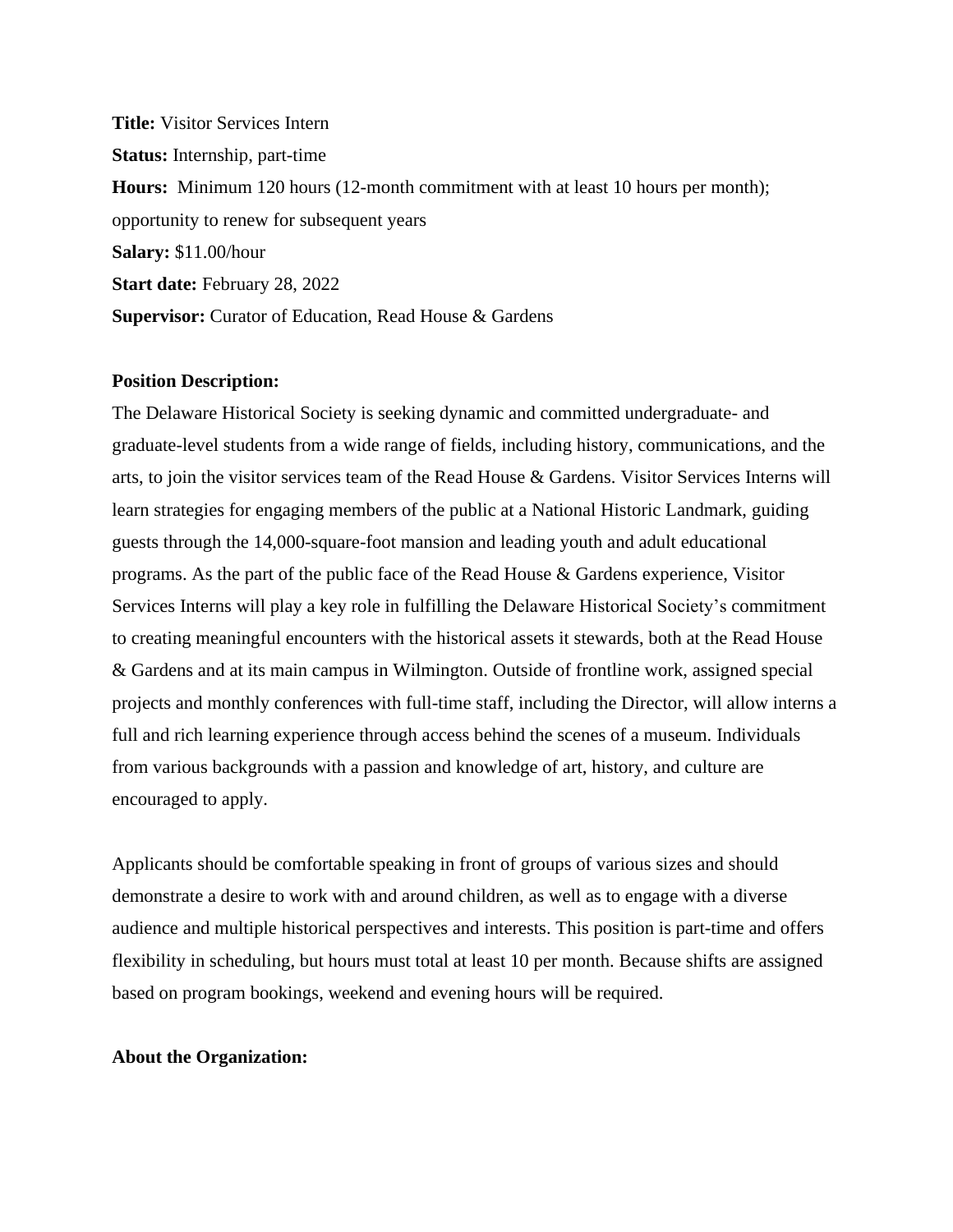**Title:** Visitor Services Intern

**Status:** Internship, part-time

**Hours:** Minimum 120 hours (12-month commitment with at least 10 hours per month); opportunity to renew for subsequent years

**Salary:** $11.00/hour

**Start date:** February 28, 2022

**Supervisor:** Curator of Education, Read House & Gardens

**Position Description:**

The Delaware Historical Society is seeking dynamic and committed undergraduate- and graduate-level students from a wide range of fields, including history, communications, and the arts, to join the visitor services team of the Read House & Gardens. Visitor Services Interns will learn strategies for engaging members of the public at a National Historic Landmark, guiding guests through the 14,000-square-foot mansion and leading youth and adult educational programs. As the part of the public face of the Read House & Gardens experience, Visitor Services Interns will play a key role in fulfilling the Delaware Historical Society's commitment to creating meaningful encounters with the historical assets it stewards, both at the Read House & Gardens and at its main campus in Wilmington. Outside of frontline work, assigned special projects and monthly conferences with full-time staff, including the Director, will allow interns a full and rich learning experience through access behind the scenes of a museum. Individuals from various backgrounds with a passion and knowledge of art, history, and culture are encouraged to apply.

Applicants should be comfortable speaking in front of groups of various sizes and should demonstrate a desire to work with and around children, as well as to engage with a diverse audience and multiple historical perspectives and interests. This position is part-time and offers flexibility in scheduling, but hours must total at least 10 per month. Because shifts are assigned based on program bookings, weekend and evening hours will be required.

**About the Organization:**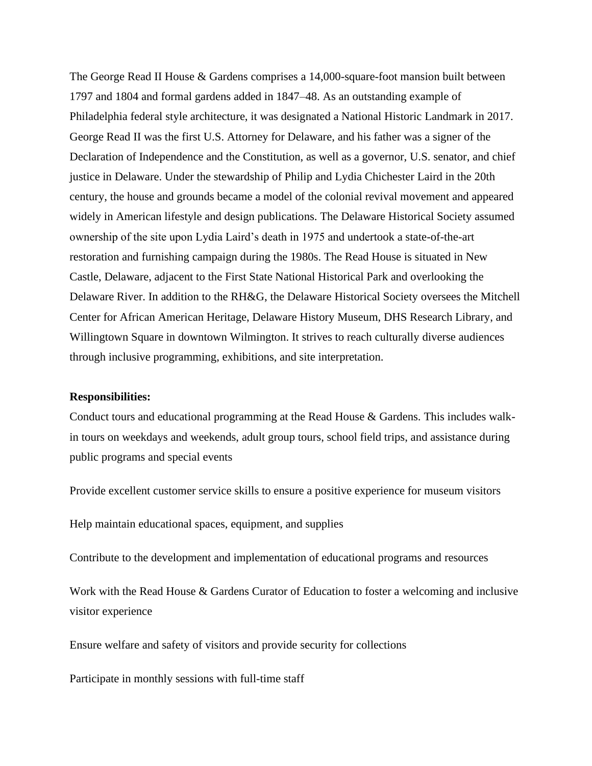The George Read II House & Gardens comprises a 14,000-square-foot mansion built between 1797 and 1804 and formal gardens added in 1847–48. As an outstanding example of Philadelphia federal style architecture, it was designated a National Historic Landmark in 2017. George Read II was the first U.S. Attorney for Delaware, and his father was a signer of the Declaration of Independence and the Constitution, as well as a governor, U.S. senator, and chief justice in Delaware. Under the stewardship of Philip and Lydia Chichester Laird in the 20th century, the house and grounds became a model of the colonial revival movement and appeared widely in American lifestyle and design publications. The Delaware Historical Society assumed ownership of the site upon Lydia Laird's death in 1975 and undertook a state-of-the-art restoration and furnishing campaign during the 1980s. The Read House is situated in New Castle, Delaware, adjacent to the First State National Historical Park and overlooking the Delaware River. In addition to the RH&G, the Delaware Historical Society oversees the Mitchell Center for African American Heritage, Delaware History Museum, DHS Research Library, and Willingtown Square in downtown Wilmington. It strives to reach culturally diverse audiences through inclusive programming, exhibitions, and site interpretation.

**Responsibilities:**

Conduct tours and educational programming at the Read House & Gardens. This includes walk-in tours on weekdays and weekends, adult group tours, school field trips, and assistance during public programs and special events

Provide excellent customer service skills to ensure a positive experience for museum visitors

Help maintain educational spaces, equipment, and supplies

Contribute to the development and implementation of educational programs and resources

Work with the Read House & Gardens Curator of Education to foster a welcoming and inclusive visitor experience

Ensure welfare and safety of visitors and provide security for collections

Participate in monthly sessions with full-time staff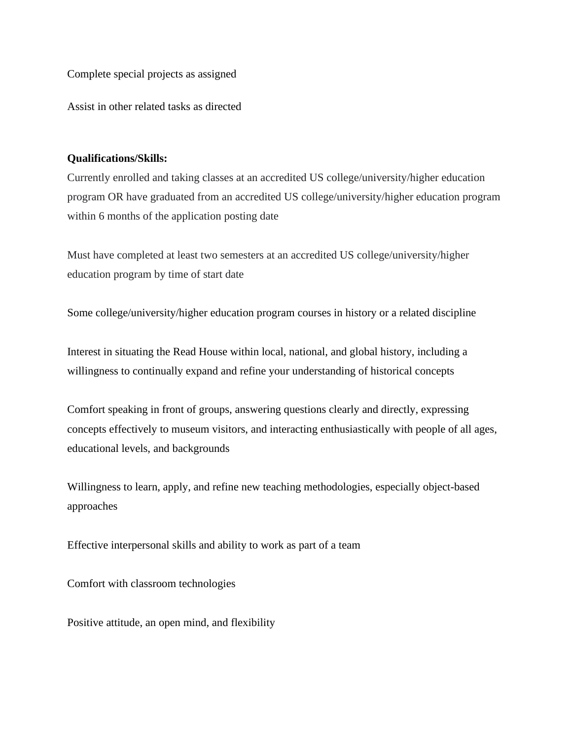Complete special projects as assigned

Assist in other related tasks as directed

**Qualifications/Skills:**

Currently enrolled and taking classes at an accredited US college/university/higher education program OR have graduated from an accredited US college/university/higher education program within 6 months of the application posting date

Must have completed at least two semesters at an accredited US college/university/higher education program by time of start date

Some college/university/higher education program courses in history or a related discipline

Interest in situating the Read House within local, national, and global history, including a willingness to continually expand and refine your understanding of historical concepts

Comfort speaking in front of groups, answering questions clearly and directly, expressing concepts effectively to museum visitors, and interacting enthusiastically with people of all ages, educational levels, and backgrounds

Willingness to learn, apply, and refine new teaching methodologies, especially object-based approaches

Effective interpersonal skills and ability to work as part of a team

Comfort with classroom technologies

Positive attitude, an open mind, and flexibility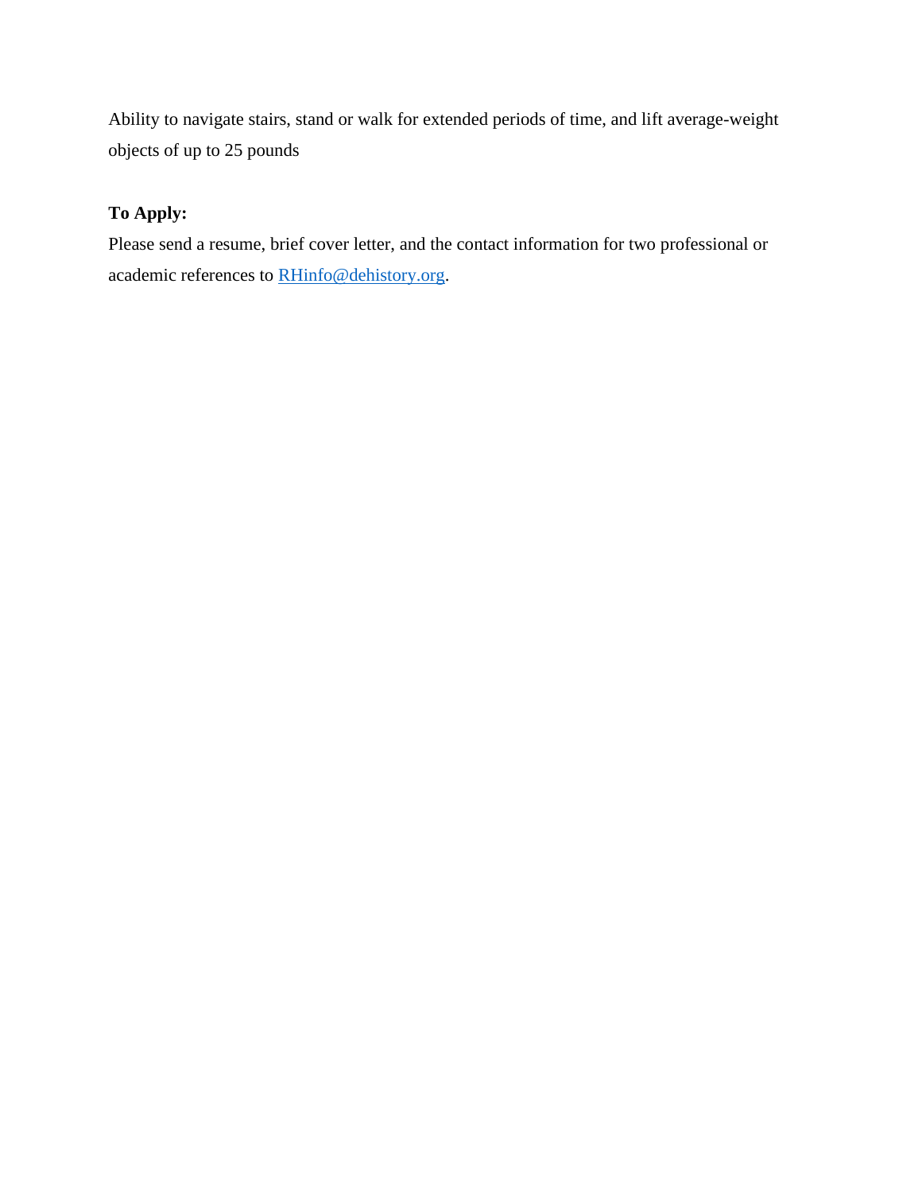Ability to navigate stairs, stand or walk for extended periods of time, and lift average-weight objects of up to 25 pounds

**To Apply:**

Please send a resume, brief cover letter, and the contact information for two professional or academic references to RHinfo@dehistory.org.